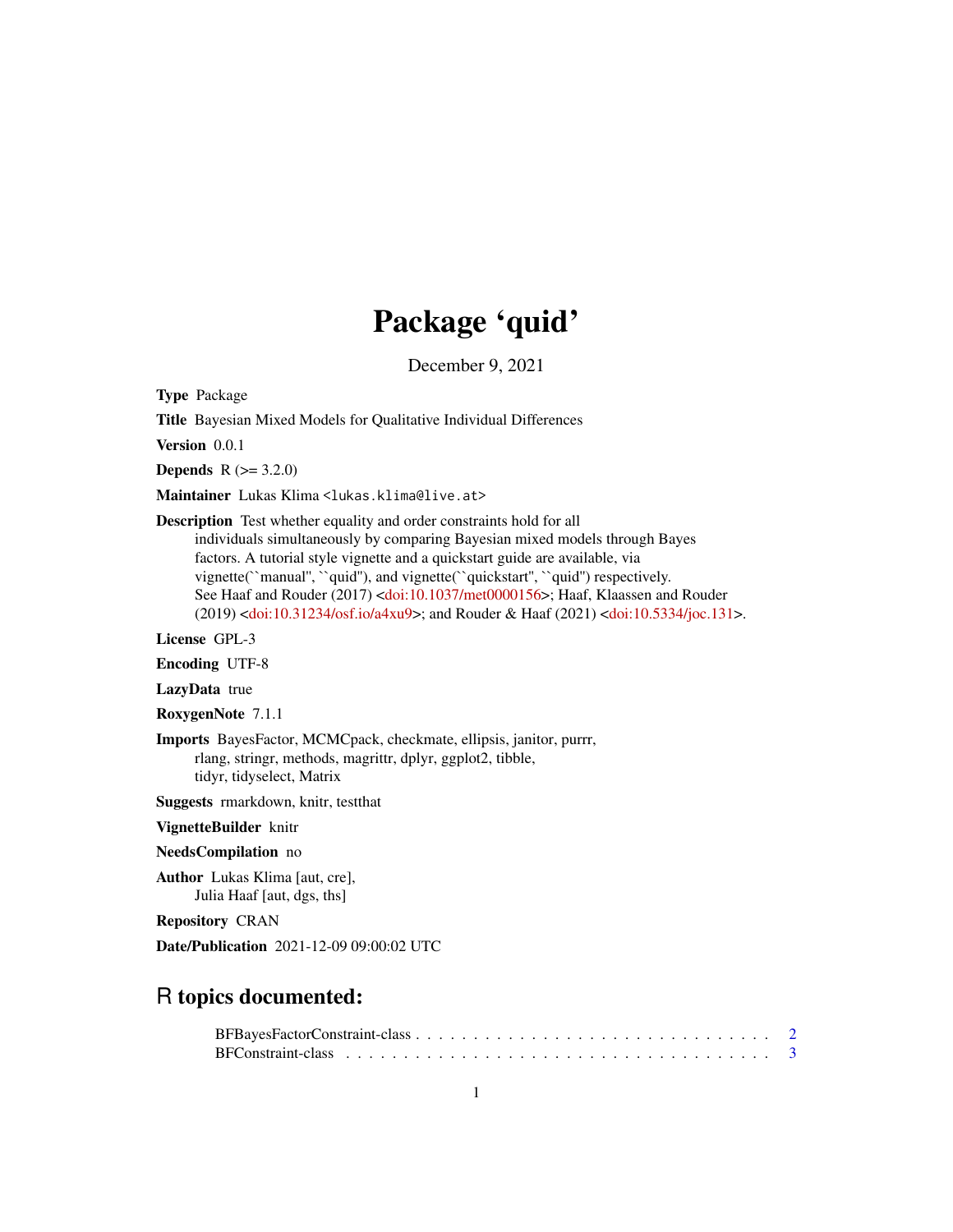# Package 'quid'

December 9, 2021

**Type** Package

**Title** Bayesian Mixed Models for Qualitative Individual Differences

**Version** 0.0.1

**Depends** R (>= 3.2.0)

**Maintainer** Lukas Klima <lukas.klima@live.at>

**Description** Test whether equality and order constraints hold for all individuals simultaneously by comparing Bayesian mixed models through Bayes factors. A tutorial style vignette and a quickstart guide are available, via vignette(``manual'', ``quid''), and vignette(``quickstart'', ``quid'') respectively. See Haaf and Rouder (2017) <doi:10.1037/met0000156>; Haaf, Klaassen and Rouder (2019) <doi:10.31234/osf.io/a4xu9>; and Rouder & Haaf (2021) <doi:10.5334/joc.131>.

**License** GPL-3

**Encoding** UTF-8

**LazyData** true

**RoxygenNote** 7.1.1

**Imports** BayesFactor, MCMCpack, checkmate, ellipsis, janitor, purrr, rlang, stringr, methods, magrittr, dplyr, ggplot2, tibble, tidyr, tidyselect, Matrix

**Suggests** rmarkdown, knitr, testthat

**VignetteBuilder** knitr

**NeedsCompilation** no

**Author** Lukas Klima [aut, cre], Julia Haaf [aut, dgs, ths]

**Repository** CRAN

**Date/Publication** 2021-12-09 09:00:02 UTC

## R topics documented:

BFBayesFactorConstraint-class . . . . . . . . . . . . . . . . . . . . . . . . . . . . . . 2
BFConstraint-class . . . . . . . . . . . . . . . . . . . . . . . . . . . . . . . . . . . . 3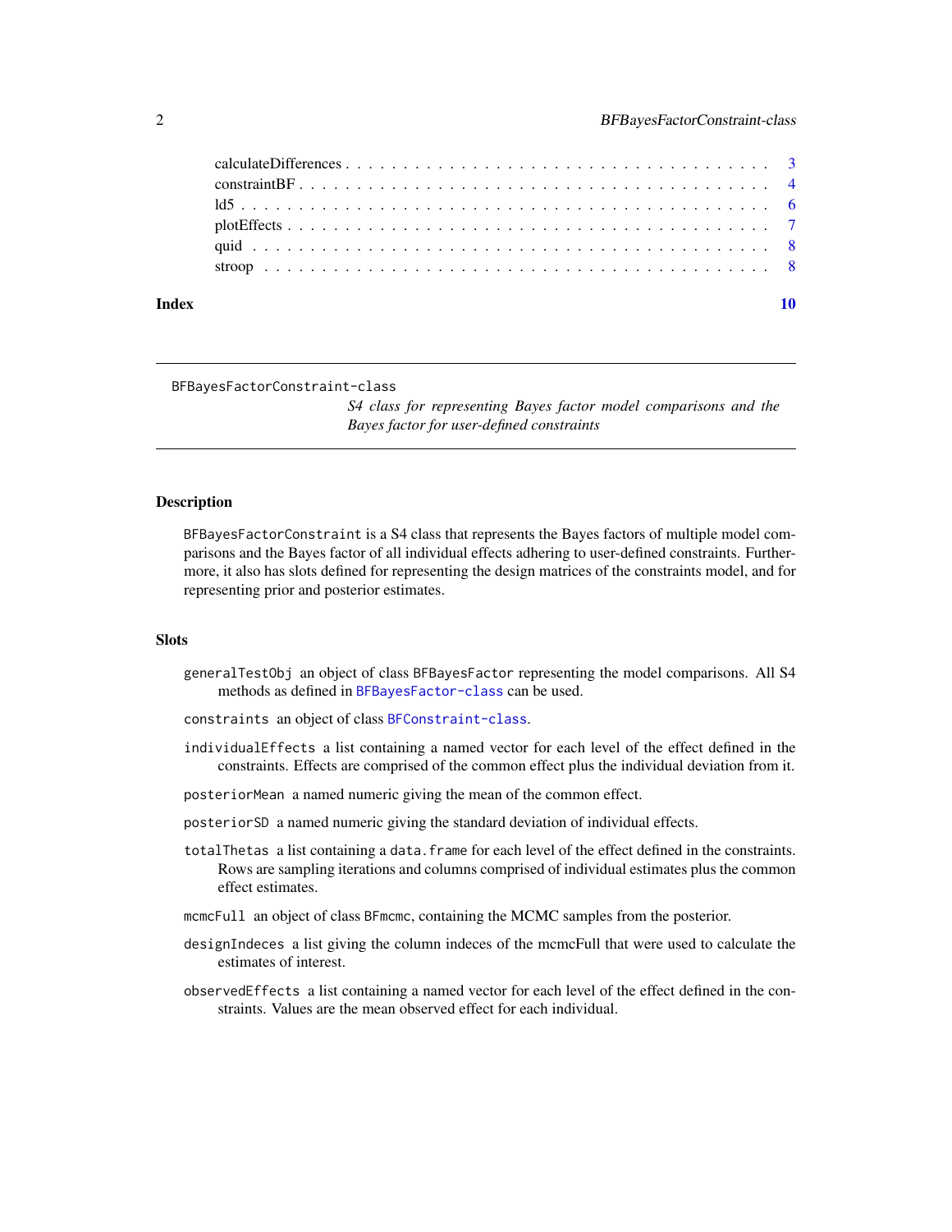calculateDifferences . . . . . . . . . . . . . . . . . . . . . . . . . . . . . . . . . . 3
constraintBF . . . . . . . . . . . . . . . . . . . . . . . . . . . . . . . . . . . . . . 4
ld5 . . . . . . . . . . . . . . . . . . . . . . . . . . . . . . . . . . . . . . . . . . . 6
plotEffects . . . . . . . . . . . . . . . . . . . . . . . . . . . . . . . . . . . . . . . 7
quid . . . . . . . . . . . . . . . . . . . . . . . . . . . . . . . . . . . . . . . . . . 8
stroop . . . . . . . . . . . . . . . . . . . . . . . . . . . . . . . . . . . . . . . . . 8

**Index** **10**

---

`BFBayesFactorConstraint-class`

*S4 class for representing Bayes factor model comparisons and the Bayes factor for user-defined constraints*

---

## Description

`BFBayesFactorConstraint` is a S4 class that represents the Bayes factors of multiple model comparisons and the Bayes factor of all individual effects adhering to user-defined constraints. Furthermore, it also has slots defined for representing the design matrices of the constraints model, and for representing prior and posterior estimates.

## Slots

- `generalTestObj` an object of class `BFBayesFactor` representing the model comparisons. All S4 methods as defined in `BFBayesFactor-class` can be used.
- `constraints` an object of class `BFConstraint-class`.
- `individualEffects` a list containing a named vector for each level of the effect defined in the constraints. Effects are comprised of the common effect plus the individual deviation from it.
- `posteriorMean` a named numeric giving the mean of the common effect.
- `posteriorSD` a named numeric giving the standard deviation of individual effects.
- `totalThetas` a list containing a `data.frame` for each level of the effect defined in the constraints. Rows are sampling iterations and columns comprised of individual estimates plus the common effect estimates.
- `mcmcFull` an object of class `BFmcmc`, containing the MCMC samples from the posterior.
- `designIndeces` a list giving the column indeces of the mcmcFull that were used to calculate the estimates of interest.
- `observedEffects` a list containing a named vector for each level of the effect defined in the constraints. Values are the mean observed effect for each individual.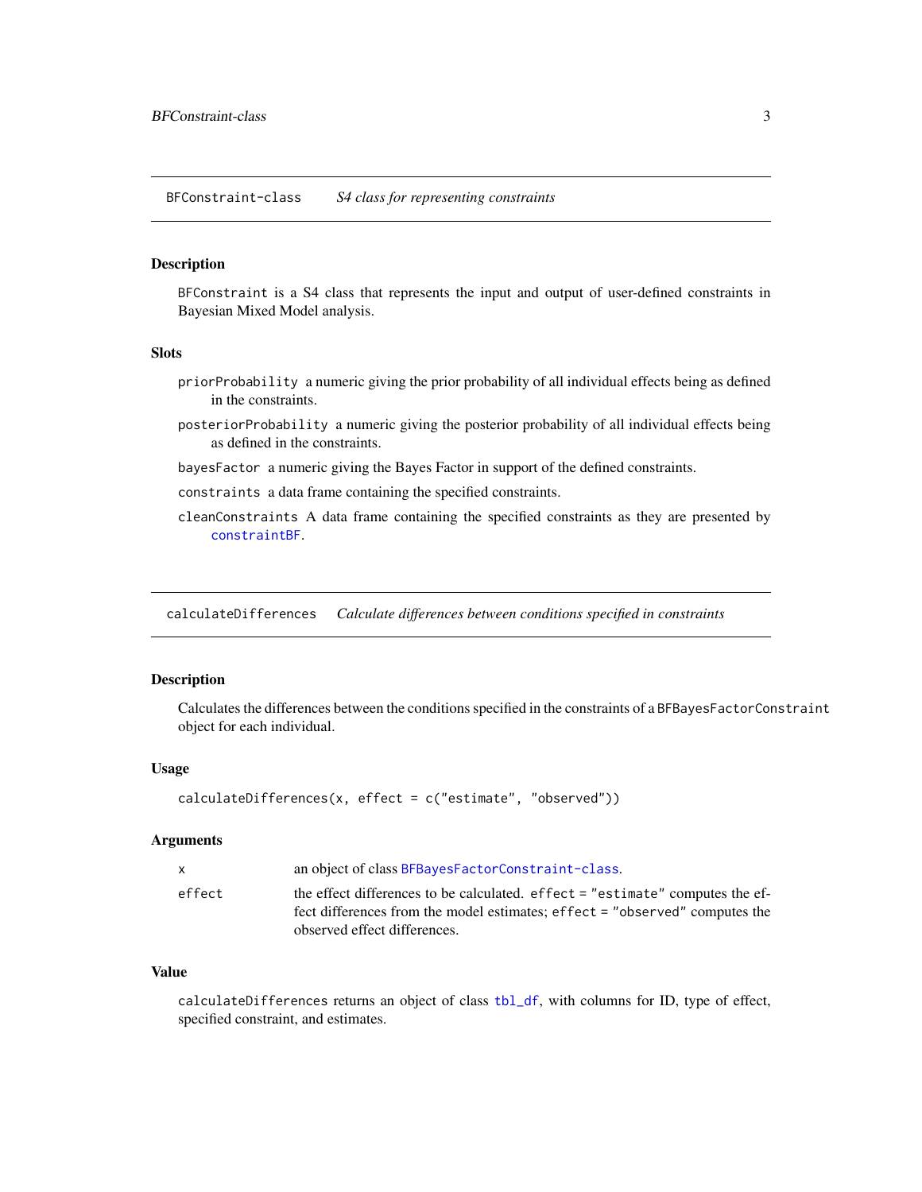## BFConstraint-class — *S4 class for representing constraints*

### Description

BFConstraint is a S4 class that represents the input and output of user-defined constraints in Bayesian Mixed Model analysis.

### Slots

- `priorProbability` a numeric giving the prior probability of all individual effects being as defined in the constraints.
- `posteriorProbability` a numeric giving the posterior probability of all individual effects being as defined in the constraints.
- `bayesFactor` a numeric giving the Bayes Factor in support of the defined constraints.
- `constraints` a data frame containing the specified constraints.
- `cleanConstraints` A data frame containing the specified constraints as they are presented by `constraintBF`.

## calculateDifferences — *Calculate differences between conditions specified in constraints*

### Description

Calculates the differences between the conditions specified in the constraints of a `BFBayesFactorConstraint` object for each individual.

### Usage

```
calculateDifferences(x, effect = c("estimate", "observed"))
```

### Arguments

| | |
|---|---|
| `x` | an object of class `BFBayesFactorConstraint-class`. |
| `effect` | the effect differences to be calculated. `effect = "estimate"` computes the effect differences from the model estimates; `effect = "observed"` computes the observed effect differences. |

### Value

`calculateDifferences` returns an object of class `tbl_df`, with columns for ID, type of effect, specified constraint, and estimates.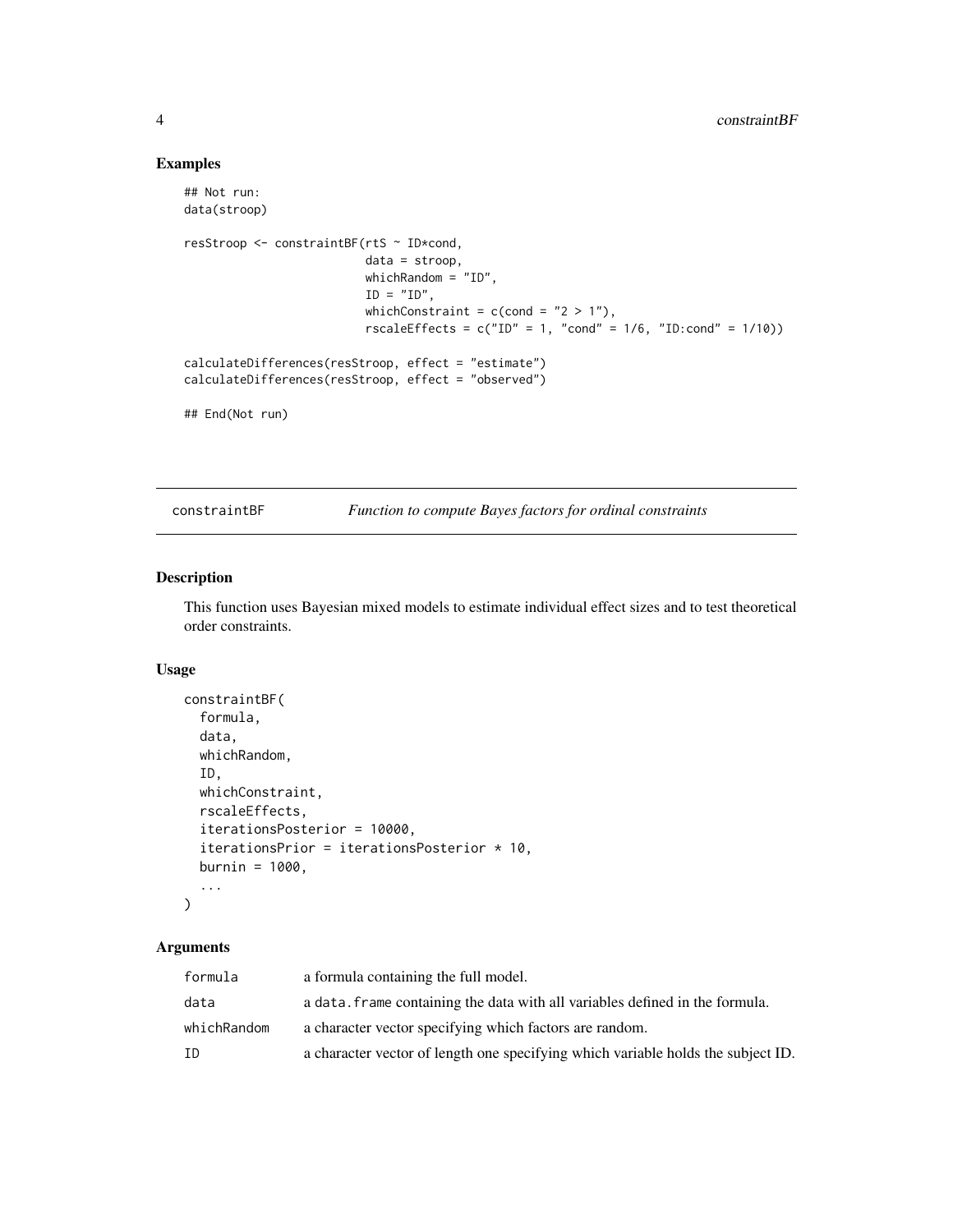## Examples

```
## Not run:
data(stroop)

resStroop <- constraintBF(rtS ~ ID*cond,
                          data = stroop,
                          whichRandom = "ID",
                          ID = "ID",
                          whichConstraint = c(cond = "2 > 1"),
                          rscaleEffects = c("ID" = 1, "cond" = 1/6, "ID:cond" = 1/10))

calculateDifferences(resStroop, effect = "estimate")
calculateDifferences(resStroop, effect = "observed")

## End(Not run)
```

---

# constraintBF *Function to compute Bayes factors for ordinal constraints*

---

## Description

This function uses Bayesian mixed models to estimate individual effect sizes and to test theoretical order constraints.

## Usage

```
constraintBF(
  formula,
  data,
  whichRandom,
  ID,
  whichConstraint,
  rscaleEffects,
  iterationsPosterior = 10000,
  iterationsPrior = iterationsPosterior * 10,
  burnin = 1000,
  ...
)
```

## Arguments

| | |
|---|---|
| `formula` | a formula containing the full model. |
| `data` | a `data.frame` containing the data with all variables defined in the formula. |
| `whichRandom` | a character vector specifying which factors are random. |
| `ID` | a character vector of length one specifying which variable holds the subject ID. |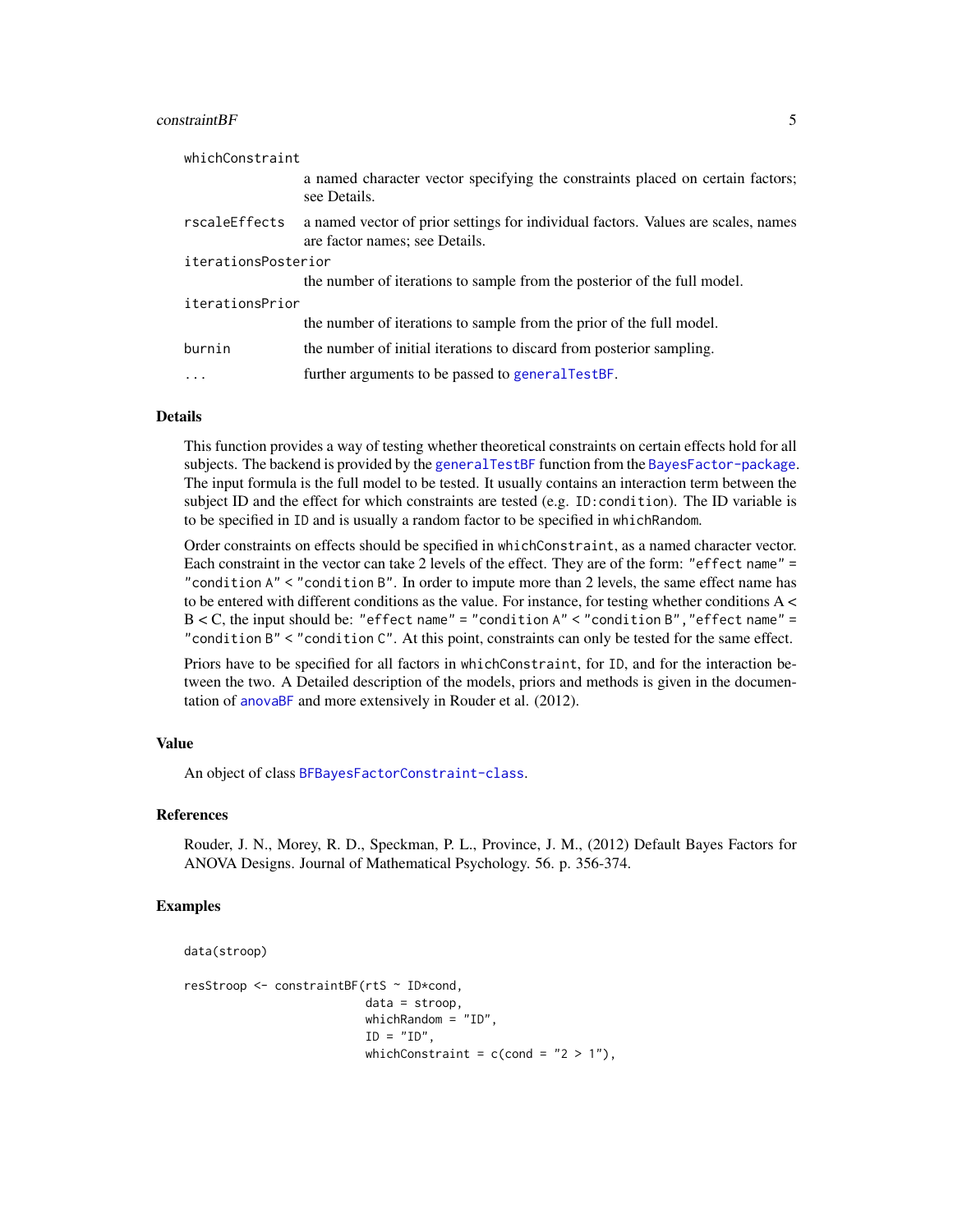| | |
|---|---|
| whichConstraint | a named character vector specifying the constraints placed on certain factors; see Details. |
| rscaleEffects | a named vector of prior settings for individual factors. Values are scales, names are factor names; see Details. |
| iterationsPosterior | the number of iterations to sample from the posterior of the full model. |
| iterationsPrior | the number of iterations to sample from the prior of the full model. |
| burnin | the number of initial iterations to discard from posterior sampling. |
| ... | further arguments to be passed to generalTestBF. |

## Details

This function provides a way of testing whether theoretical constraints on certain effects hold for all subjects. The backend is provided by the generalTestBF function from the BayesFactor-package. The input formula is the full model to be tested. It usually contains an interaction term between the subject ID and the effect for which constraints are tested (e.g. ID:condition). The ID variable is to be specified in ID and is usually a random factor to be specified in whichRandom.

Order constraints on effects should be specified in whichConstraint, as a named character vector. Each constraint in the vector can take 2 levels of the effect. They are of the form: "effect name" = "condition A" < "condition B". In order to impute more than 2 levels, the same effect name has to be entered with different conditions as the value. For instance, for testing whether conditions A < B < C, the input should be: "effect name" = "condition A" < "condition B","effect name" = "condition B" < "condition C". At this point, constraints can only be tested for the same effect.

Priors have to be specified for all factors in whichConstraint, for ID, and for the interaction between the two. A Detailed description of the models, priors and methods is given in the documentation of anovaBF and more extensively in Rouder et al. (2012).

## Value

An object of class BFBayesFactorConstraint-class.

## References

Rouder, J. N., Morey, R. D., Speckman, P. L., Province, J. M., (2012) Default Bayes Factors for ANOVA Designs. Journal of Mathematical Psychology. 56. p. 356-374.

## Examples

```
data(stroop)

resStroop <- constraintBF(rtS ~ ID*cond,
                          data = stroop,
                          whichRandom = "ID",
                          ID = "ID",
                          whichConstraint = c(cond = "2 > 1"),
```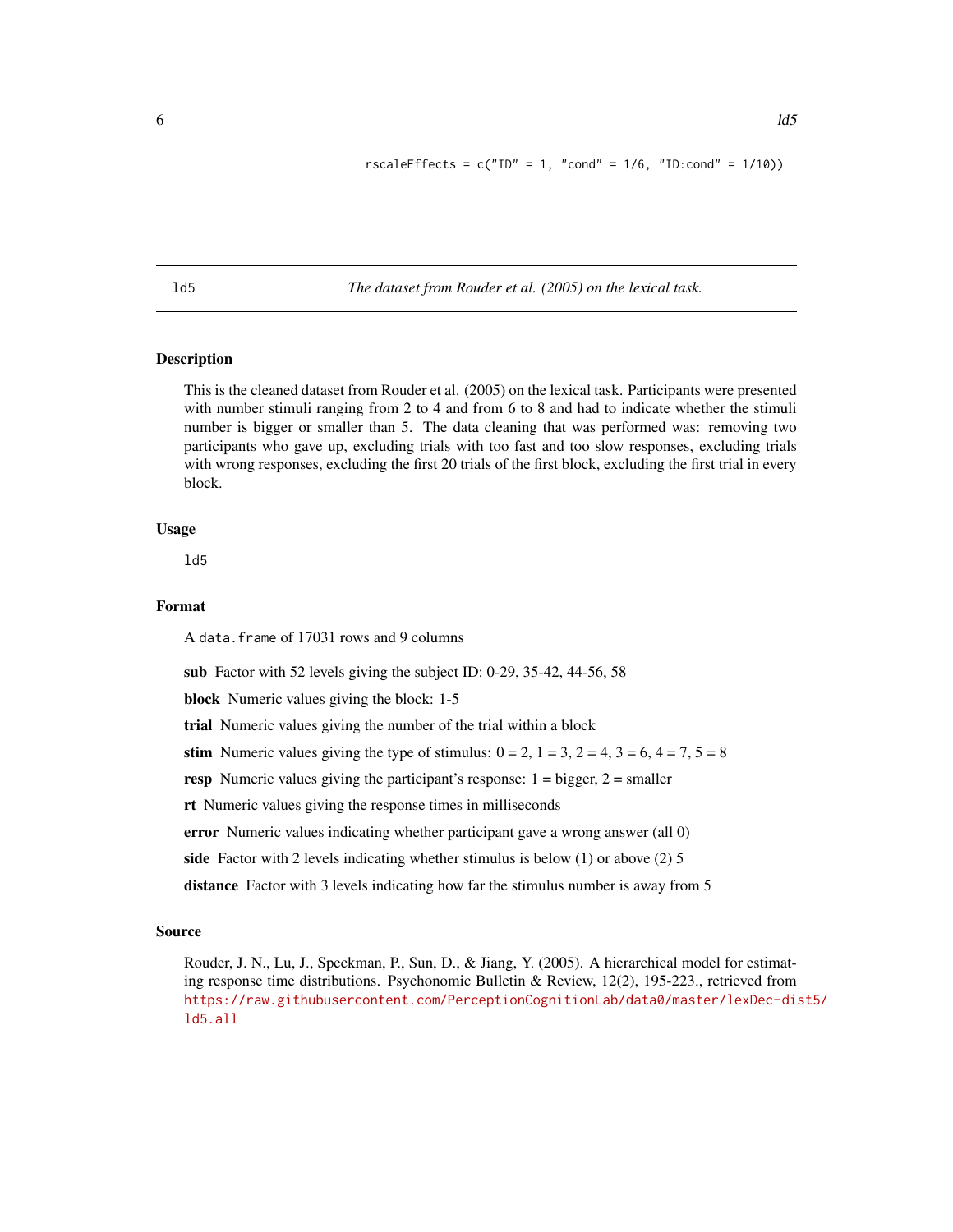```
rscaleEffects = c("ID" = 1, "cond" = 1/6, "ID:cond" = 1/10))
```

## ld5 — *The dataset from Rouder et al. (2005) on the lexical task.*

### Description

This is the cleaned dataset from Rouder et al. (2005) on the lexical task. Participants were presented with number stimuli ranging from 2 to 4 and from 6 to 8 and had to indicate whether the stimuli number is bigger or smaller than 5. The data cleaning that was performed was: removing two participants who gave up, excluding trials with too fast and too slow responses, excluding trials with wrong responses, excluding the first 20 trials of the first block, excluding the first trial in every block.

### Usage

```
ld5
```

### Format

A `data.frame` of 17031 rows and 9 columns

- **sub** Factor with 52 levels giving the subject ID: 0-29, 35-42, 44-56, 58
- **block** Numeric values giving the block: 1-5
- **trial** Numeric values giving the number of the trial within a block
- **stim** Numeric values giving the type of stimulus: 0 = 2, 1 = 3, 2 = 4, 3 = 6, 4 = 7, 5 = 8
- **resp** Numeric values giving the participant's response: 1 = bigger, 2 = smaller
- **rt** Numeric values giving the response times in milliseconds
- **error** Numeric values indicating whether participant gave a wrong answer (all 0)
- **side** Factor with 2 levels indicating whether stimulus is below (1) or above (2) 5
- **distance** Factor with 3 levels indicating how far the stimulus number is away from 5

### Source

Rouder, J. N., Lu, J., Speckman, P., Sun, D., & Jiang, Y. (2005). A hierarchical model for estimating response time distributions. Psychonomic Bulletin & Review, 12(2), 195-223., retrieved from https://raw.githubusercontent.com/PerceptionCognitionLab/data0/master/lexDec-dist5/ld5.all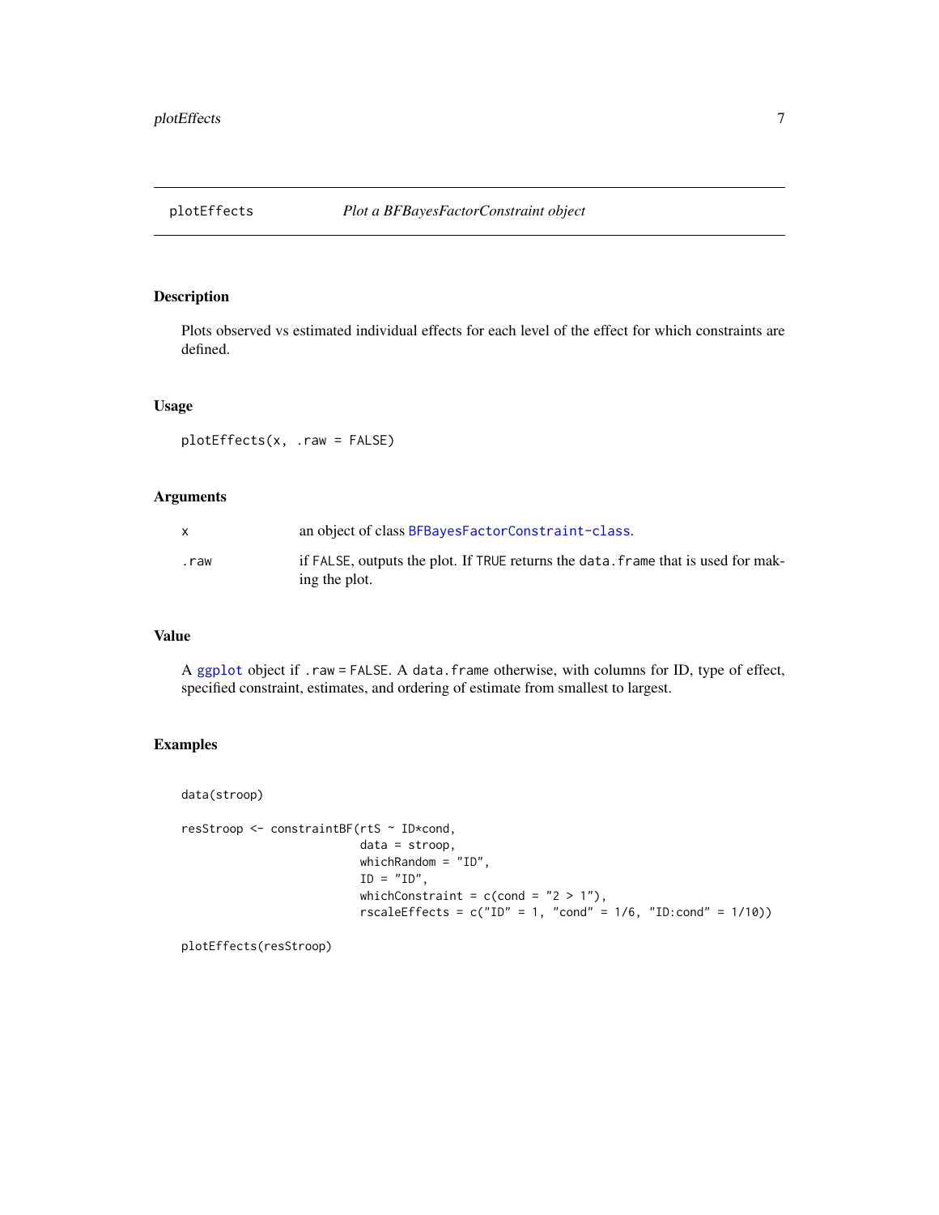# plotEffects *Plot a BFBayesFactorConstraint object*

## Description

Plots observed vs estimated individual effects for each level of the effect for which constraints are defined.

## Usage

```
plotEffects(x, .raw = FALSE)
```

## Arguments

| | |
|---|---|
| x | an object of class BFBayesFactorConstraint-class. |
| .raw | if FALSE, outputs the plot. If TRUE returns the data.frame that is used for making the plot. |

## Value

A ggplot object if .raw = FALSE. A data.frame otherwise, with columns for ID, type of effect, specified constraint, estimates, and ordering of estimate from smallest to largest.

## Examples

```
data(stroop)

resStroop <- constraintBF(rtS ~ ID*cond,
                          data = stroop,
                          whichRandom = "ID",
                          ID = "ID",
                          whichConstraint = c(cond = "2 > 1"),
                          rscaleEffects = c("ID" = 1, "cond" = 1/6, "ID:cond" = 1/10))

plotEffects(resStroop)
```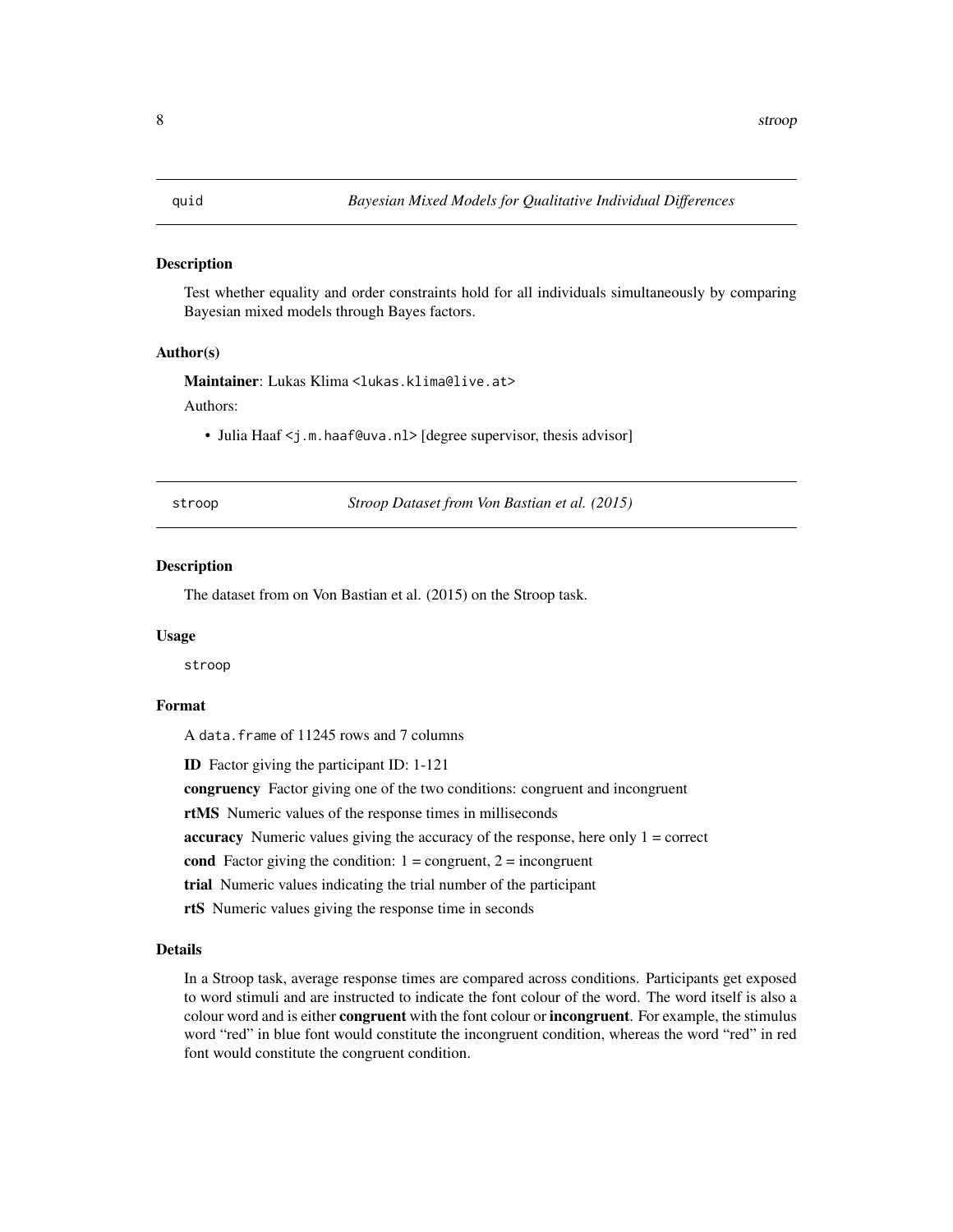## quid — *Bayesian Mixed Models for Qualitative Individual Differences*

### Description

Test whether equality and order constraints hold for all individuals simultaneously by comparing Bayesian mixed models through Bayes factors.

### Author(s)

**Maintainer**: Lukas Klima <lukas.klima@live.at>

Authors:

- Julia Haaf <j.m.haaf@uva.nl> [degree supervisor, thesis advisor]

## stroop — *Stroop Dataset from Von Bastian et al. (2015)*

### Description

The dataset from on Von Bastian et al. (2015) on the Stroop task.

### Usage

```
stroop
```

### Format

A `data.frame` of 11245 rows and 7 columns

**ID** Factor giving the participant ID: 1-121

**congruency** Factor giving one of the two conditions: congruent and incongruent

**rtMS** Numeric values of the response times in milliseconds

**accuracy** Numeric values giving the accuracy of the response, here only 1 = correct

**cond** Factor giving the condition: 1 = congruent, 2 = incongruent

**trial** Numeric values indicating the trial number of the participant

**rtS** Numeric values giving the response time in seconds

### Details

In a Stroop task, average response times are compared across conditions. Participants get exposed to word stimuli and are instructed to indicate the font colour of the word. The word itself is also a colour word and is either **congruent** with the font colour or **incongruent**. For example, the stimulus word "red" in blue font would constitute the incongruent condition, whereas the word "red" in red font would constitute the congruent condition.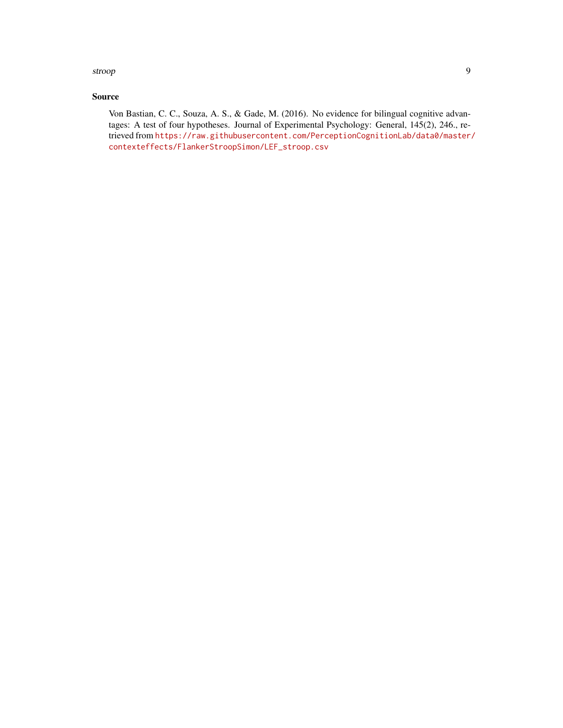## Source

Von Bastian, C. C., Souza, A. S., & Gade, M. (2016). No evidence for bilingual cognitive advantages: A test of four hypotheses. Journal of Experimental Psychology: General, 145(2), 246., retrieved from https://raw.githubusercontent.com/PerceptionCognitionLab/data0/master/contexteffects/FlankerStroopSimon/LEF_stroop.csv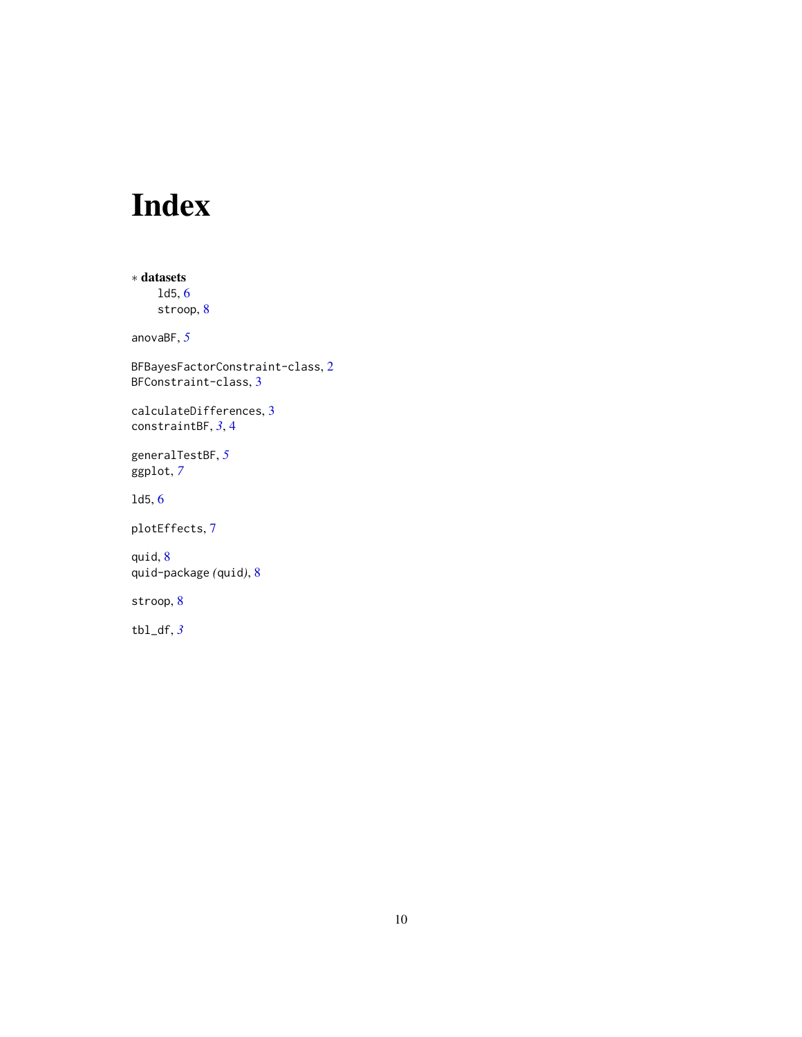# Index

∗ **datasets**
    ld5, 6
    stroop, 8

anovaBF, *5*

BFBayesFactorConstraint-class, 2
BFConstraint-class, 3

calculateDifferences, 3
constraintBF, *3*, 4

generalTestBF, *5*
ggplot, *7*

ld5, 6

plotEffects, 7

quid, 8
quid-package *(*quid*)*, 8

stroop, 8

tbl_df, *3*